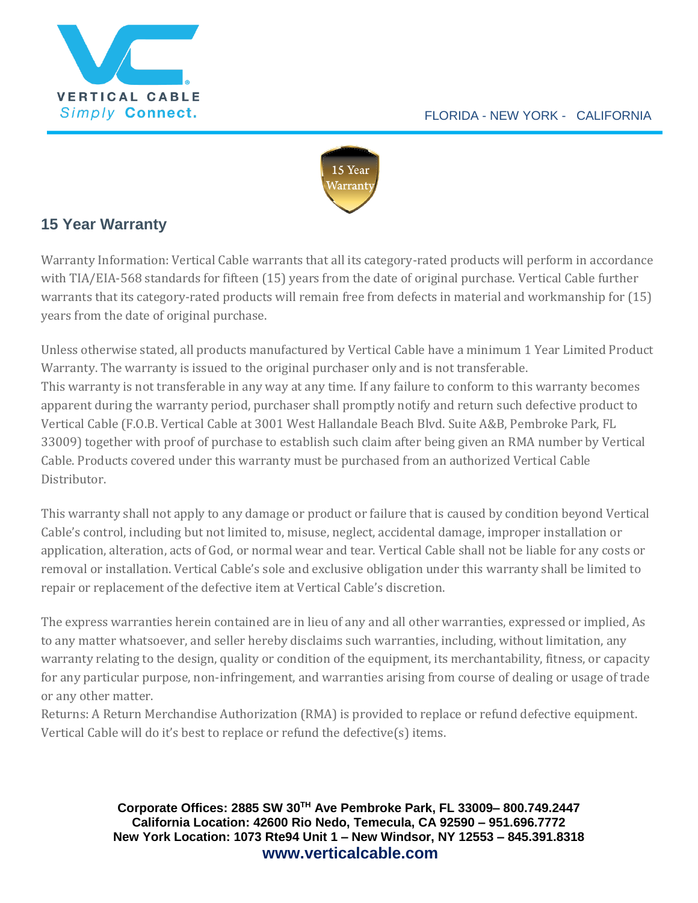VERTICAL CABLE
*Simply* **Connect.**

FLORIDA - NEW YORK - CALIFORNIA

15 Year Warranty

## 15 Year Warranty

Warranty Information: Vertical Cable warrants that all its category-rated products will perform in accordance with TIA/EIA-568 standards for fifteen (15) years from the date of original purchase. Vertical Cable further warrants that its category-rated products will remain free from defects in material and workmanship for (15) years from the date of original purchase.

Unless otherwise stated, all products manufactured by Vertical Cable have a minimum 1 Year Limited Product Warranty. The warranty is issued to the original purchaser only and is not transferable.
This warranty is not transferable in any way at any time. If any failure to conform to this warranty becomes apparent during the warranty period, purchaser shall promptly notify and return such defective product to Vertical Cable (F.O.B. Vertical Cable at 3001 West Hallandale Beach Blvd. Suite A&B, Pembroke Park, FL 33009) together with proof of purchase to establish such claim after being given an RMA number by Vertical Cable. Products covered under this warranty must be purchased from an authorized Vertical Cable Distributor.

This warranty shall not apply to any damage or product or failure that is caused by condition beyond Vertical Cable's control, including but not limited to, misuse, neglect, accidental damage, improper installation or application, alteration, acts of God, or normal wear and tear. Vertical Cable shall not be liable for any costs or removal or installation. Vertical Cable's sole and exclusive obligation under this warranty shall be limited to repair or replacement of the defective item at Vertical Cable's discretion.

The express warranties herein contained are in lieu of any and all other warranties, expressed or implied, As to any matter whatsoever, and seller hereby disclaims such warranties, including, without limitation, any warranty relating to the design, quality or condition of the equipment, its merchantability, fitness, or capacity for any particular purpose, non-infringement, and warranties arising from course of dealing or usage of trade or any other matter.
Returns: A Return Merchandise Authorization (RMA) is provided to replace or refund defective equipment. Vertical Cable will do it's best to replace or refund the defective(s) items.

**Corporate Offices: 2885 SW 30TH Ave Pembroke Park, FL 33009– 800.749.2447**
**California Location: 42600 Rio Nedo, Temecula, CA 92590 – 951.696.7772**
**New York Location: 1073 Rte94 Unit 1 – New Windsor, NY 12553 – 845.391.8318**
**www.verticalcable.com**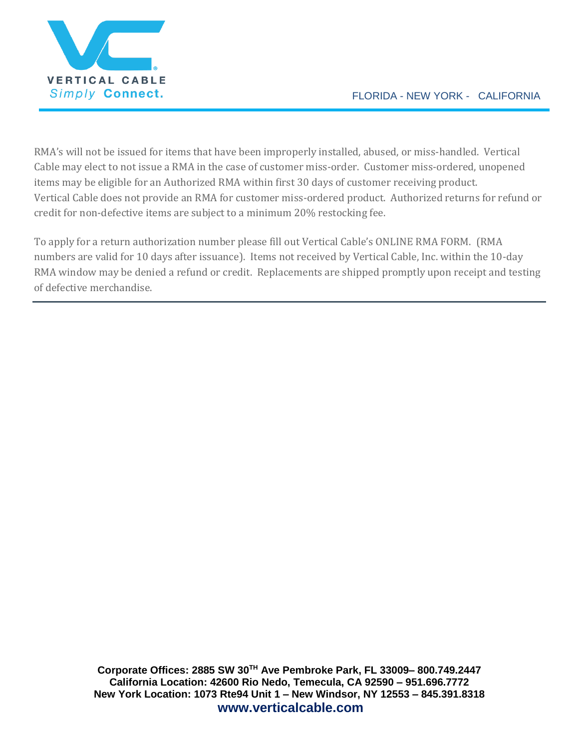RMA's will not be issued for items that have been improperly installed, abused, or miss-handled. Vertical Cable may elect to not issue a RMA in the case of customer miss-order. Customer miss-ordered, unopened items may be eligible for an Authorized RMA within first 30 days of customer receiving product. Vertical Cable does not provide an RMA for customer miss-ordered product. Authorized returns for refund or credit for non-defective items are subject to a minimum 20% restocking fee.

To apply for a return authorization number please fill out Vertical Cable's ONLINE RMA FORM. (RMA numbers are valid for 10 days after issuance). Items not received by Vertical Cable, Inc. within the 10-day RMA window may be denied a refund or credit. Replacements are shipped promptly upon receipt and testing of defective merchandise.

---